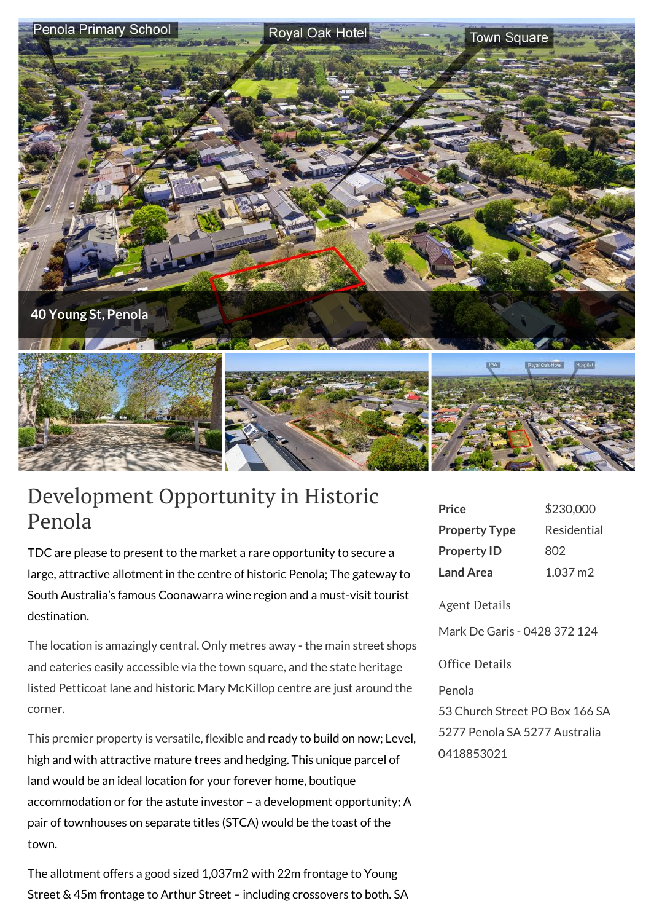# Development Opportunity in Historic Penola

TDC are please to present to the market a rare opportunity to secure a large, attractive allotment in the centre of historic Penola; The gateway to South Australia's famous Coonawarra wine region and a must-visit tourist destination.

The location is amazingly central. Only metres away - the main street shops and eateries easily accessible via the town square, and the state heritage listed Petticoat lane and historic Mary McKillop centre are just around the corner.

This premier property is versatile, flexible and ready to build on now; Level, high and with attractive mature trees and hedging. This unique parcel of land would be an ideal location for your forever home, boutique accommodation or for the astute investor – a development opportunity; A pair of townhouses on separate titles (STCA) would be the toast of the town.

The allotment offers a good sized 1,037m2 with 22m frontage to Young Street & 45m frontage to Arthur Street – including crossovers to both. SA

| | |
|---|---|
| **Price** | $230,000 |
| **Property Type** | Residential |
| **Property ID** | 802 |
| **Land Area** | 1,037 m2 |

### Agent Details

Mark De Garis - 0428 372 124

### Office Details

Penola
53 Church Street PO Box 166 SA 5277 Penola SA 5277 Australia
0418853021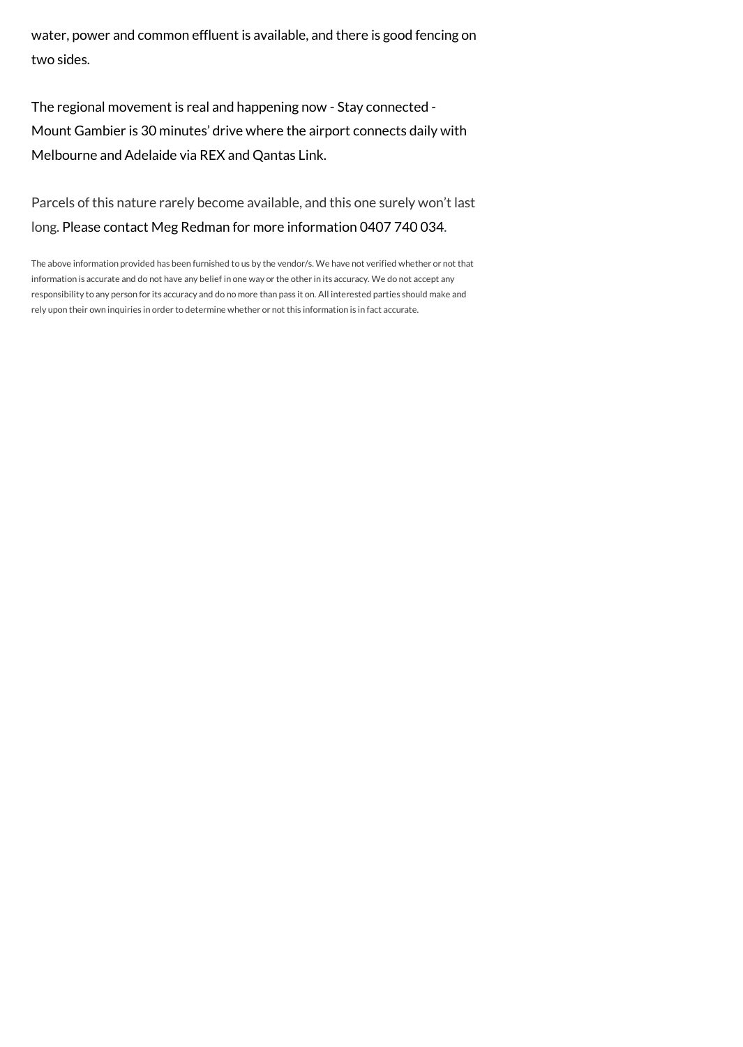water, power and common effluent is available, and there is good fencing on two sides.

The regional movement is real and happening now - Stay connected - Mount Gambier is 30 minutes' drive where the airport connects daily with Melbourne and Adelaide via REX and Qantas Link.

Parcels of this nature rarely become available, and this one surely won't last long. Please contact Meg Redman for more information 0407 740 034.

The above information provided has been furnished to us by the vendor/s. We have not verified whether or not that information is accurate and do not have any belief in one way or the other in its accuracy. We do not accept any responsibility to any person for its accuracy and do no more than pass it on. All interested parties should make and rely upon their own inquiries in order to determine whether or not this information is in fact accurate.